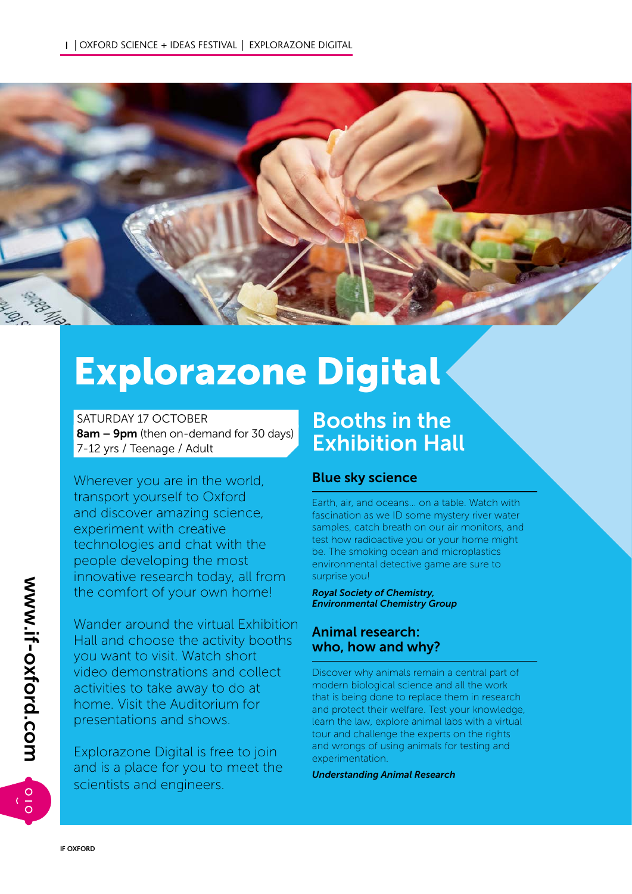# Explorazone Digital

SATURDAY 17 OCTOBER
**8am – 9pm** (then on-demand for 30 days)
7-12 yrs / Teenage / Adult

Wherever you are in the world, transport yourself to Oxford and discover amazing science, experiment with creative technologies and chat with the people developing the most innovative research today, all from the comfort of your own home!

Wander around the virtual Exhibition Hall and choose the activity booths you want to visit. Watch short video demonstrations and collect activities to take away to do at home. Visit the Auditorium for presentations and shows.

Explorazone Digital is free to join and is a place for you to meet the scientists and engineers.

## Booths in the Exhibition Hall

### Blue sky science

Earth, air, and oceans... on a table. Watch with fascination as we ID some mystery river water samples, catch breath on our air monitors, and test how radioactive you or your home might be. The smoking ocean and microplastics environmental detective game are sure to surprise you!

***Royal Society of Chemistry, Environmental Chemistry Group***

### Animal research: who, how and why?

Discover why animals remain a central part of modern biological science and all the work that is being done to replace them in research and protect their welfare. Test your knowledge, learn the law, explore animal labs with a virtual tour and challenge the experts on the rights and wrongs of using animals for testing and experimentation.

***Understanding Animal Research***

www.if-oxford.com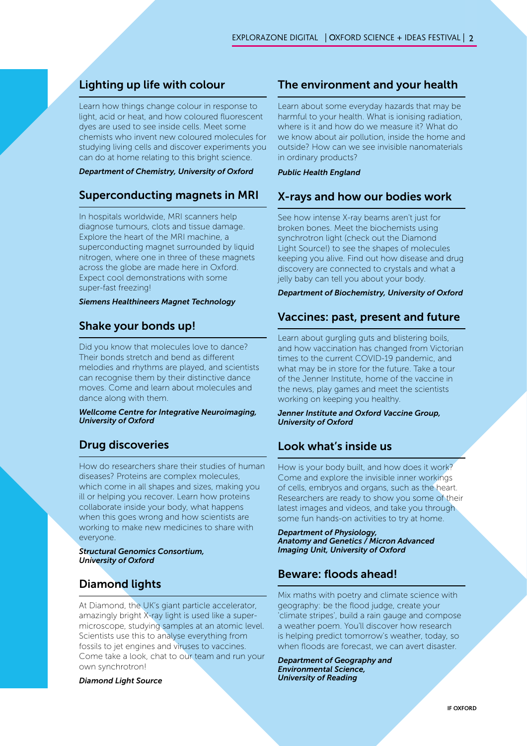## Lighting up life with colour

Learn how things change colour in response to light, acid or heat, and how coloured fluorescent dyes are used to see inside cells. Meet some chemists who invent new coloured molecules for studying living cells and discover experiments you can do at home relating to this bright science.

***Department of Chemistry, University of Oxford***

## Superconducting magnets in MRI

In hospitals worldwide, MRI scanners help diagnose tumours, clots and tissue damage. Explore the heart of the MRI machine, a superconducting magnet surrounded by liquid nitrogen, where one in three of these magnets across the globe are made here in Oxford. Expect cool demonstrations with some super-fast freezing!

***Siemens Healthineers Magnet Technology***

## Shake your bonds up!

Did you know that molecules love to dance? Their bonds stretch and bend as different melodies and rhythms are played, and scientists can recognise them by their distinctive dance moves. Come and learn about molecules and dance along with them.

***Wellcome Centre for Integrative Neuroimaging, University of Oxford***

## Drug discoveries

How do researchers share their studies of human diseases? Proteins are complex molecules, which come in all shapes and sizes, making you ill or helping you recover. Learn how proteins collaborate inside your body, what happens when this goes wrong and how scientists are working to make new medicines to share with everyone.

***Structural Genomics Consortium, University of Oxford***

## Diamond lights

At Diamond, the UK's giant particle accelerator, amazingly bright X-ray light is used like a super-microscope, studying samples at an atomic level. Scientists use this to analyse everything from fossils to jet engines and viruses to vaccines. Come take a look, chat to our team and run your own synchrotron!

***Diamond Light Source***

## The environment and your health

Learn about some everyday hazards that may be harmful to your health. What is ionising radiation, where is it and how do we measure it? What do we know about air pollution, inside the home and outside? How can we see invisible nanomaterials in ordinary products?

***Public Health England***

## X-rays and how our bodies work

See how intense X-ray beams aren't just for broken bones. Meet the biochemists using synchrotron light (check out the Diamond Light Source!) to see the shapes of molecules keeping you alive. Find out how disease and drug discovery are connected to crystals and what a jelly baby can tell you about your body.

***Department of Biochemistry, University of Oxford***

## Vaccines: past, present and future

Learn about gurgling guts and blistering boils, and how vaccination has changed from Victorian times to the current COVID-19 pandemic, and what may be in store for the future. Take a tour of the Jenner Institute, home of the vaccine in the news, play games and meet the scientists working on keeping you healthy.

***Jenner Institute and Oxford Vaccine Group, University of Oxford***

## Look what's inside us

How is your body built, and how does it work? Come and explore the invisible inner workings of cells, embryos and organs, such as the heart. Researchers are ready to show you some of their latest images and videos, and take you through some fun hands-on activities to try at home.

***Department of Physiology, Anatomy and Genetics / Micron Advanced Imaging Unit, University of Oxford***

## Beware: floods ahead!

Mix maths with poetry and climate science with geography: be the flood judge, create your 'climate stripes', build a rain gauge and compose a weather poem. You'll discover how research is helping predict tomorrow's weather, today, so when floods are forecast, we can avert disaster.

***Department of Geography and Environmental Science, University of Reading***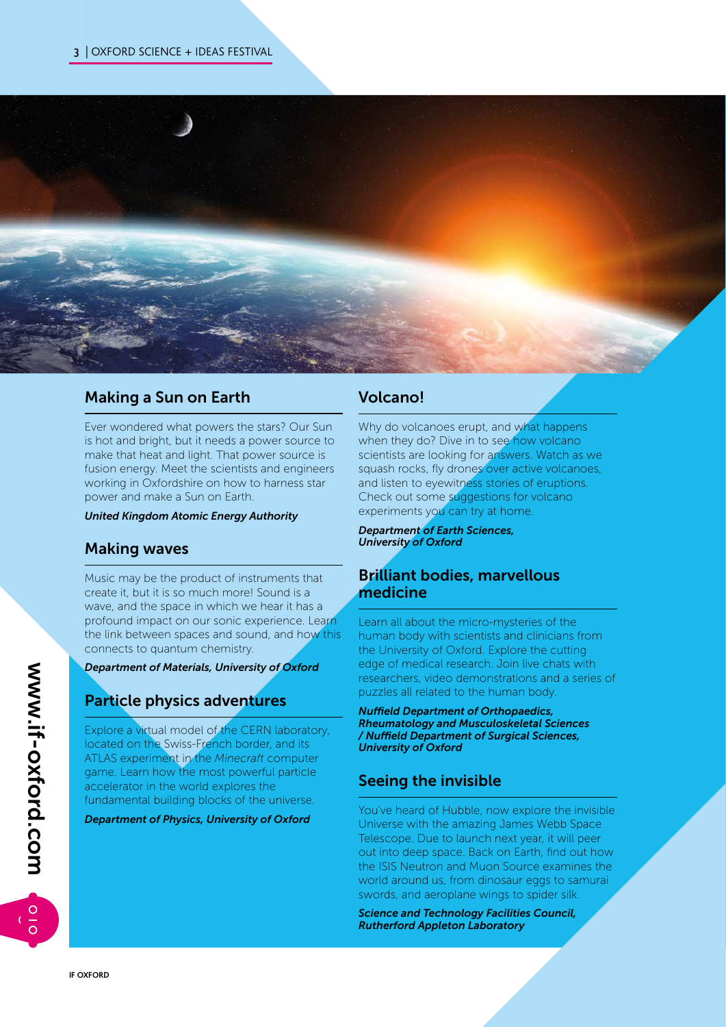## Making a Sun on Earth

Ever wondered what powers the stars? Our Sun is hot and bright, but it needs a power source to make that heat and light. That power source is fusion energy. Meet the scientists and engineers working in Oxfordshire on how to harness star power and make a Sun on Earth.

***United Kingdom Atomic Energy Authority***

## Making waves

Music may be the product of instruments that create it, but it is so much more! Sound is a wave, and the space in which we hear it has a profound impact on our sonic experience. Learn the link between spaces and sound, and how this connects to quantum chemistry.

***Department of Materials, University of Oxford***

## Particle physics adventures

Explore a virtual model of the CERN laboratory, located on the Swiss-French border, and its ATLAS experiment in the *Minecraft* computer game. Learn how the most powerful particle accelerator in the world explores the fundamental building blocks of the universe.

***Department of Physics, University of Oxford***

## Volcano!

Why do volcanoes erupt, and what happens when they do? Dive in to see how volcano scientists are looking for answers. Watch as we squash rocks, fly drones over active volcanoes, and listen to eyewitness stories of eruptions. Check out some suggestions for volcano experiments you can try at home.

***Department of Earth Sciences, University of Oxford***

## Brilliant bodies, marvellous medicine

Learn all about the micro-mysteries of the human body with scientists and clinicians from the University of Oxford. Explore the cutting edge of medical research. Join live chats with researchers, video demonstrations and a series of puzzles all related to the human body.

***Nuffield Department of Orthopaedics, Rheumatology and Musculoskeletal Sciences / Nuffield Department of Surgical Sciences, University of Oxford***

## Seeing the invisible

You've heard of Hubble, now explore the invisible Universe with the amazing James Webb Space Telescope. Due to launch next year, it will peer out into deep space. Back on Earth, find out how the ISIS Neutron and Muon Source examines the world around us, from dinosaur eggs to samurai swords, and aeroplane wings to spider silk.

***Science and Technology Facilities Council, Rutherford Appleton Laboratory***

www.if-oxford.com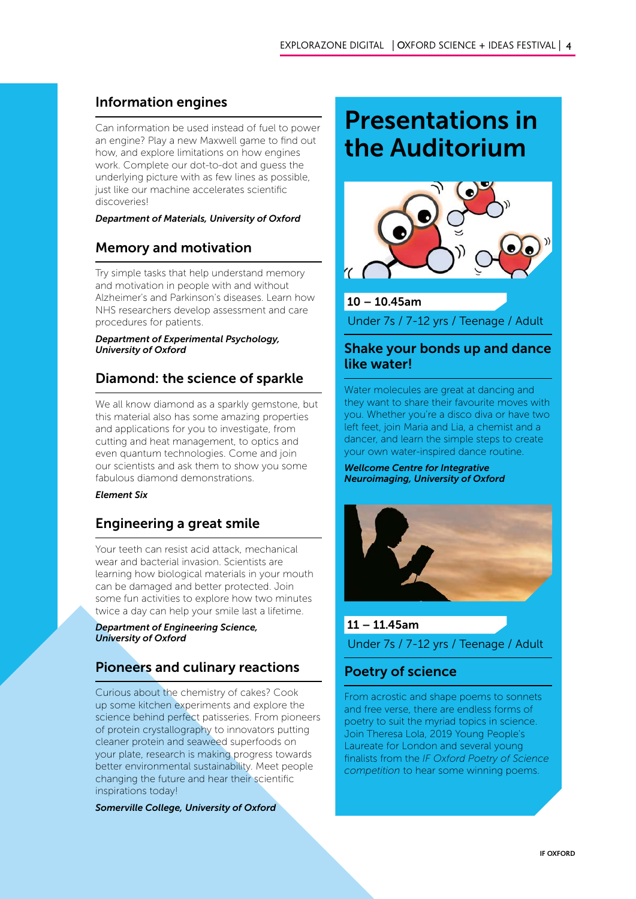## Information engines

Can information be used instead of fuel to power an engine? Play a new Maxwell game to find out how, and explore limitations on how engines work. Complete our dot-to-dot and guess the underlying picture with as few lines as possible, just like our machine accelerates scientific discoveries!

***Department of Materials, University of Oxford***

## Memory and motivation

Try simple tasks that help understand memory and motivation in people with and without Alzheimer's and Parkinson's diseases. Learn how NHS researchers develop assessment and care procedures for patients.

***Department of Experimental Psychology, University of Oxford***

## Diamond: the science of sparkle

We all know diamond as a sparkly gemstone, but this material also has some amazing properties and applications for you to investigate, from cutting and heat management, to optics and even quantum technologies. Come and join our scientists and ask them to show you some fabulous diamond demonstrations.

***Element Six***

## Engineering a great smile

Your teeth can resist acid attack, mechanical wear and bacterial invasion. Scientists are learning how biological materials in your mouth can be damaged and better protected. Join some fun activities to explore how two minutes twice a day can help your smile last a lifetime.

***Department of Engineering Science, University of Oxford***

## Pioneers and culinary reactions

Curious about the chemistry of cakes? Cook up some kitchen experiments and explore the science behind perfect patisseries. From pioneers of protein crystallography to innovators putting cleaner protein and seaweed superfoods on your plate, research is making progress towards better environmental sustainability. Meet people changing the future and hear their scientific inspirations today!

***Somerville College, University of Oxford***

# Presentations in the Auditorium

**10 – 10.45am**

Under 7s / 7-12 yrs / Teenage / Adult

## Shake your bonds up and dance like water!

Water molecules are great at dancing and they want to share their favourite moves with you. Whether you're a disco diva or have two left feet, join Maria and Lia, a chemist and a dancer, and learn the simple steps to create your own water-inspired dance routine.

***Wellcome Centre for Integrative Neuroimaging, University of Oxford***

**11 – 11.45am**

Under 7s / 7-12 yrs / Teenage / Adult

## Poetry of science

From acrostic and shape poems to sonnets and free verse, there are endless forms of poetry to suit the myriad topics in science. Join Theresa Lola, 2019 Young People's Laureate for London and several young finalists from the *IF Oxford Poetry of Science competition* to hear some winning poems.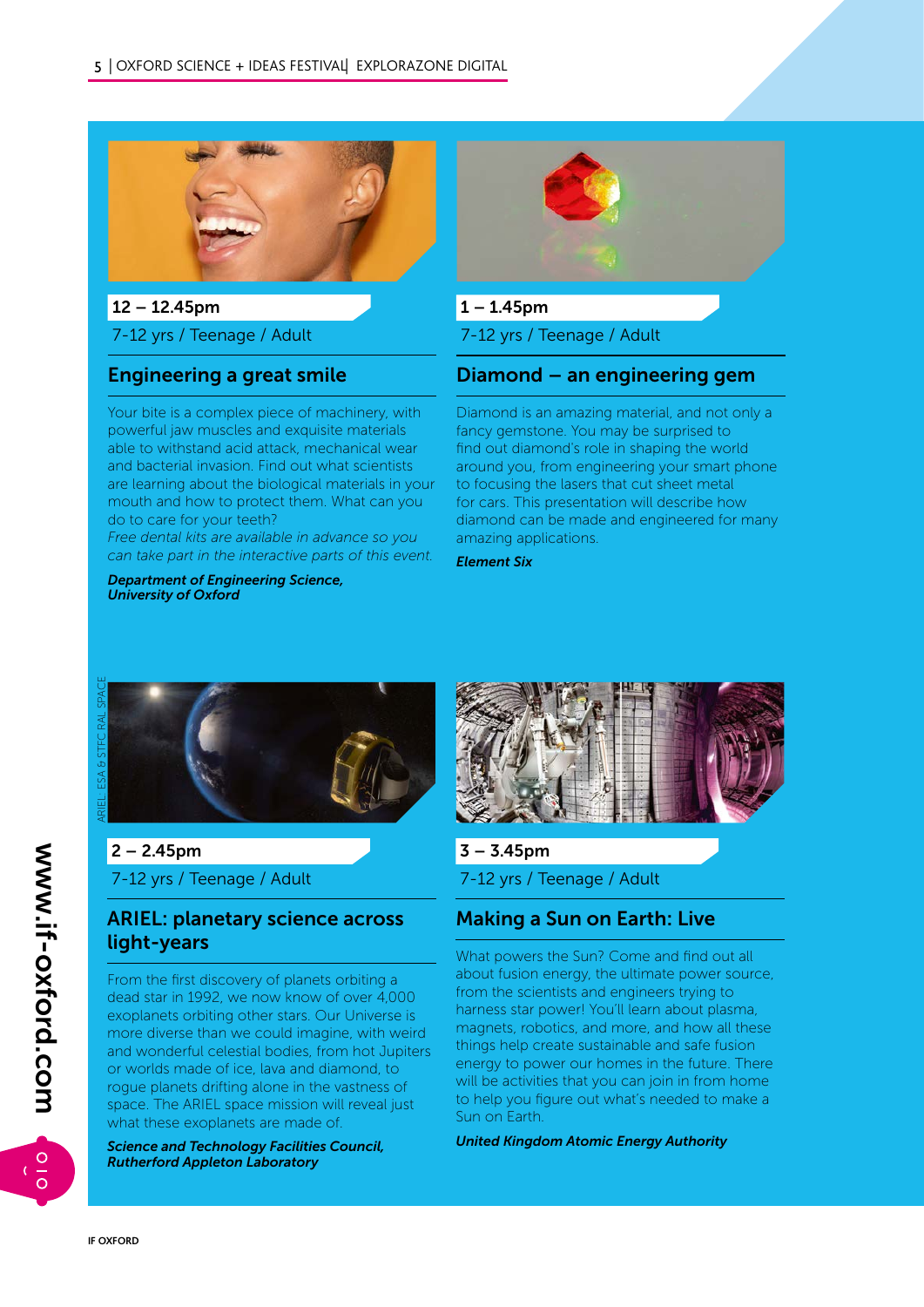12 – 12.45pm

7-12 yrs / Teenage / Adult

## Engineering a great smile

Your bite is a complex piece of machinery, with powerful jaw muscles and exquisite materials able to withstand acid attack, mechanical wear and bacterial invasion. Find out what scientists are learning about the biological materials in your mouth and how to protect them. What can you do to care for your teeth?

*Free dental kits are available in advance so you can take part in the interactive parts of this event.*

***Department of Engineering Science, University of Oxford***

1 – 1.45pm

7-12 yrs / Teenage / Adult

## Diamond – an engineering gem

Diamond is an amazing material, and not only a fancy gemstone. You may be surprised to find out diamond's role in shaping the world around you, from engineering your smart phone to focusing the lasers that cut sheet metal for cars. This presentation will describe how diamond can be made and engineered for many amazing applications.

***Element Six***

ARIEL, ESA & STFC RAL SPACE

2 – 2.45pm

7-12 yrs / Teenage / Adult

## ARIEL: planetary science across light-years

From the first discovery of planets orbiting a dead star in 1992, we now know of over 4,000 exoplanets orbiting other stars. Our Universe is more diverse than we could imagine, with weird and wonderful celestial bodies, from hot Jupiters or worlds made of ice, lava and diamond, to rogue planets drifting alone in the vastness of space. The ARIEL space mission will reveal just what these exoplanets are made of.

***Science and Technology Facilities Council, Rutherford Appleton Laboratory***

3 – 3.45pm

7-12 yrs / Teenage / Adult

## Making a Sun on Earth: Live

What powers the Sun? Come and find out all about fusion energy, the ultimate power source, from the scientists and engineers trying to harness star power! You'll learn about plasma, magnets, robotics, and more, and how all these things help create sustainable and safe fusion energy to power our homes in the future. There will be activities that you can join in from home to help you figure out what's needed to make a Sun on Earth.

***United Kingdom Atomic Energy Authority***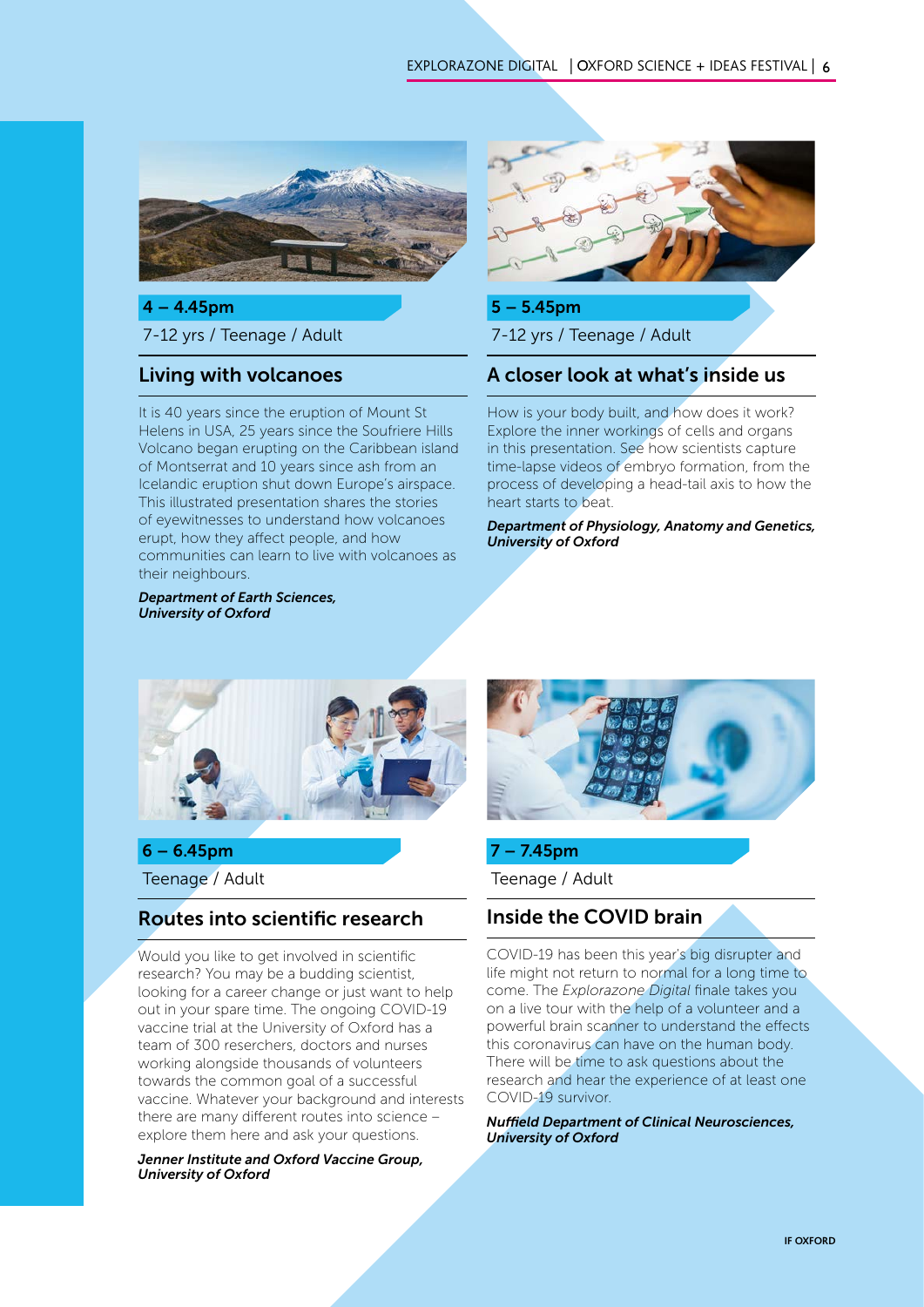**4 – 4.45pm**

7-12 yrs / Teenage / Adult

## Living with volcanoes

It is 40 years since the eruption of Mount St Helens in USA, 25 years since the Soufriere Hills Volcano began erupting on the Caribbean island of Montserrat and 10 years since ash from an Icelandic eruption shut down Europe's airspace. This illustrated presentation shares the stories of eyewitnesses to understand how volcanoes erupt, how they affect people, and how communities can learn to live with volcanoes as their neighbours.

***Department of Earth Sciences, University of Oxford***

**5 – 5.45pm**

7-12 yrs / Teenage / Adult

## A closer look at what's inside us

How is your body built, and how does it work? Explore the inner workings of cells and organs in this presentation. See how scientists capture time-lapse videos of embryo formation, from the process of developing a head-tail axis to how the heart starts to beat.

***Department of Physiology, Anatomy and Genetics, University of Oxford***

**6 – 6.45pm**

Teenage / Adult

## Routes into scientific research

Would you like to get involved in scientific research? You may be a budding scientist, looking for a career change or just want to help out in your spare time. The ongoing COVID-19 vaccine trial at the University of Oxford has a team of 300 reserchers, doctors and nurses working alongside thousands of volunteers towards the common goal of a successful vaccine. Whatever your background and interests there are many different routes into science – explore them here and ask your questions.

***Jenner Institute and Oxford Vaccine Group, University of Oxford***

**7 – 7.45pm**

Teenage / Adult

## Inside the COVID brain

COVID-19 has been this year's big disrupter and life might not return to normal for a long time to come. The *Explorazone Digital* finale takes you on a live tour with the help of a volunteer and a powerful brain scanner to understand the effects this coronavirus can have on the human body. There will be time to ask questions about the research and hear the experience of at least one COVID-19 survivor.

***Nuffield Department of Clinical Neurosciences, University of Oxford***